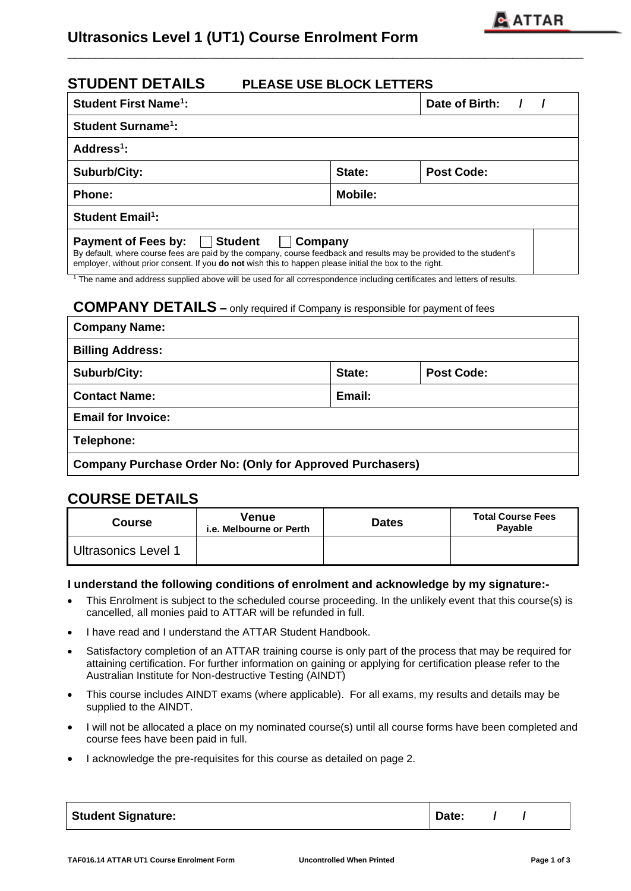# Ultrasonics Level 1 (UT1) Course Enrolment Form

## STUDENT DETAILS PLEASE USE BLOCK LETTERS

| | | |
|---|---|---|
| **Student First Name[1]:** | | **Date of Birth: / /** |
| **Student Surname[1]:** | | |
| **Address[1]:** | | |
| **Suburb/City:** | **State:** | **Post Code:** |
| **Phone:** | **Mobile:** | |
| **Student Email[1]:** | | |
| **Payment of Fees by:** ☐ **Student** ☐ **Company**<br>By default, where course fees are paid by the company, course feedback and results may be provided to the student's employer, without prior consent. If you **do not** wish this to happen please initial the box to the right. | | |

[1] The name and address supplied above will be used for all correspondence including certificates and letters of results.

## COMPANY DETAILS – only required if Company is responsible for payment of fees

| | | |
|---|---|---|
| **Company Name:** | | |
| **Billing Address:** | | |
| **Suburb/City:** | **State:** | **Post Code:** |
| **Contact Name:** | **Email:** | |
| **Email for Invoice:** | | |
| **Telephone:** | | |
| **Company Purchase Order No: (Only for Approved Purchasers)** | | |

## COURSE DETAILS

| Course | Venue i.e. Melbourne or Perth | Dates | Total Course Fees Payable |
|---|---|---|---|
| Ultrasonics Level 1 | | | |

**I understand the following conditions of enrolment and acknowledge by my signature:-**

- This Enrolment is subject to the scheduled course proceeding. In the unlikely event that this course(s) is cancelled, all monies paid to ATTAR will be refunded in full.
- I have read and I understand the ATTAR Student Handbook.
- Satisfactory completion of an ATTAR training course is only part of the process that may be required for attaining certification. For further information on gaining or applying for certification please refer to the Australian Institute for Non-destructive Testing (AINDT)
- This course includes AINDT exams (where applicable). For all exams, my results and details may be supplied to the AINDT.
- I will not be allocated a place on my nominated course(s) until all course forms have been completed and course fees have been paid in full.
- I acknowledge the pre-requisites for this course as detailed on page 2.

| | |
|---|---|
| **Student Signature:** | **Date: / /** |

TAF016.14 ATTAR UT1 Course Enrolment Form — Uncontrolled When Printed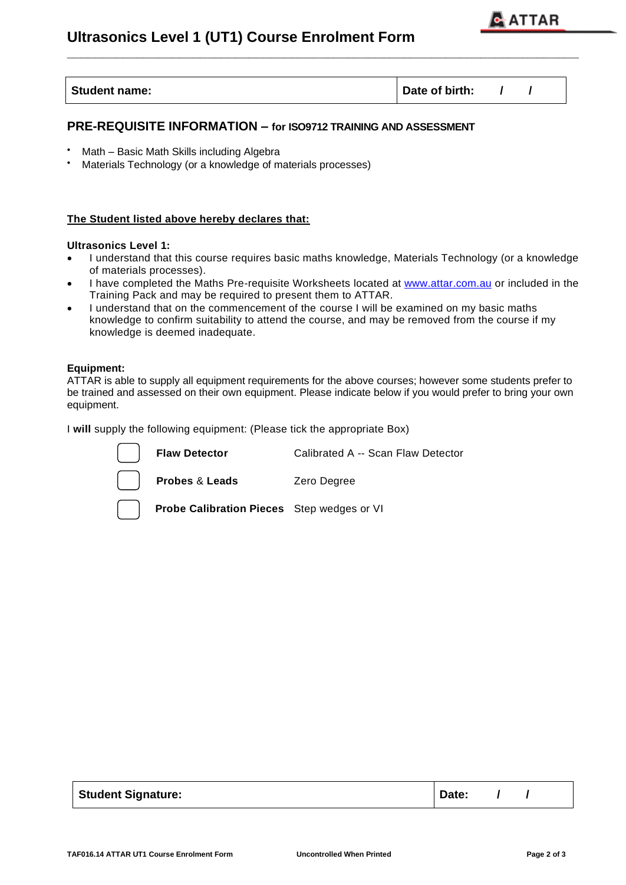# Ultrasonics Level 1 (UT1) Course Enrolment Form

| Student name: | Date of birth: / / |
|---|---|

## PRE-REQUISITE INFORMATION – for ISO9712 TRAINING AND ASSESSMENT

- Math – Basic Math Skills including Algebra
- Materials Technology (or a knowledge of materials processes)

**The Student listed above hereby declares that:**

**Ultrasonics Level 1:**

- I understand that this course requires basic maths knowledge, Materials Technology (or a knowledge of materials processes).
- I have completed the Maths Pre-requisite Worksheets located at www.attar.com.au or included in the Training Pack and may be required to present them to ATTAR.
- I understand that on the commencement of the course I will be examined on my basic maths knowledge to confirm suitability to attend the course, and may be removed from the course if my knowledge is deemed inadequate.

**Equipment:**

ATTAR is able to supply all equipment requirements for the above courses; however some students prefer to be trained and assessed on their own equipment. Please indicate below if you would prefer to bring your own equipment.

I **will** supply the following equipment: (Please tick the appropriate Box)

- ☐ **Flaw Detector** — Calibrated A -- Scan Flaw Detector
- ☐ **Probes** & **Leads** — Zero Degree
- ☐ **Probe Calibration Pieces** — Step wedges or VI

| Student Signature: | Date: / / |
|---|---|

TAF016.14 ATTAR UT1 Course Enrolment Form — Uncontrolled When Printed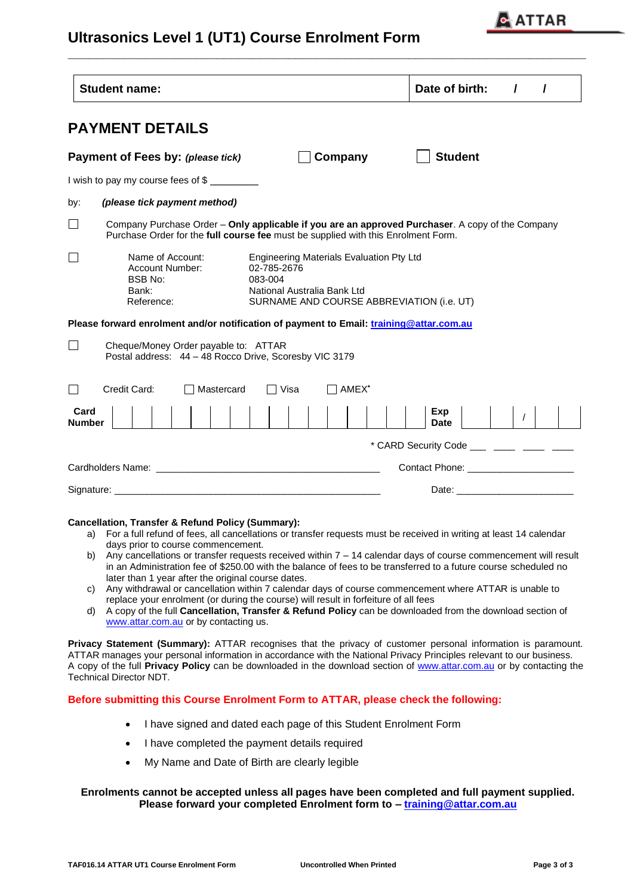# Ultrasonics Level 1 (UT1) Course Enrolment Form

| **Student name:** | **Date of birth: / /** |
|---|---|

## PAYMENT DETAILS

**Payment of Fees by:** ***(please tick)*** ☐ **Company** ☐ **Student**

I wish to pay my course fees of $ _________

by: ***(please tick payment method)***

☐ Company Purchase Order – **Only applicable if you are an approved Purchaser**. A copy of the Company Purchase Order for the **full course fee** must be supplied with this Enrolment Form.

☐

| | |
|---|---|
| Name of Account: | Engineering Materials Evaluation Pty Ltd |
| Account Number: | 02-785-2676 |
| BSB No: | 083-004 |
| Bank: | National Australia Bank Ltd |
| Reference: | SURNAME AND COURSE ABBREVIATION (i.e. UT) |

**Please forward enrolment and/or notification of payment to Email: training@attar.com.au**

☐ Cheque/Money Order payable to: ATTAR
Postal address: 44 – 48 Rocco Drive, Scoresby VIC 3179

☐ Credit Card: ☐ Mastercard ☐ Visa ☐ AMEX*

**Card Number** | | | | | | | | | | | | | | | | | **Exp Date** | | / |

* CARD Security Code ___ ___ ___ ___

Cardholders Name: ________________________________________ Contact Phone: ____________________

Signature: ________________________________________________ Date: ______________________

**Cancellation, Transfer & Refund Policy (Summary):**

a) For a full refund of fees, all cancellations or transfer requests must be received in writing at least 14 calendar days prior to course commencement.
b) Any cancellations or transfer requests received within 7 – 14 calendar days of course commencement will result in an Administration fee of $250.00 with the balance of fees to be transferred to a future course scheduled no later than 1 year after the original course dates.
c) Any withdrawal or cancellation within 7 calendar days of course commencement where ATTAR is unable to replace your enrolment (or during the course) will result in forfeiture of all fees
d) A copy of the full **Cancellation, Transfer & Refund Policy** can be downloaded from the download section of www.attar.com.au or by contacting us.

**Privacy Statement (Summary):** ATTAR recognises that the privacy of customer personal information is paramount. ATTAR manages your personal information in accordance with the National Privacy Principles relevant to our business. A copy of the full **Privacy Policy** can be downloaded in the download section of www.attar.com.au or by contacting the Technical Director NDT.

**Before submitting this Course Enrolment Form to ATTAR, please check the following:**

- I have signed and dated each page of this Student Enrolment Form
- I have completed the payment details required
- My Name and Date of Birth are clearly legible

**Enrolments cannot be accepted unless all pages have been completed and full payment supplied.**
**Please forward your completed Enrolment form to – training@attar.com.au**